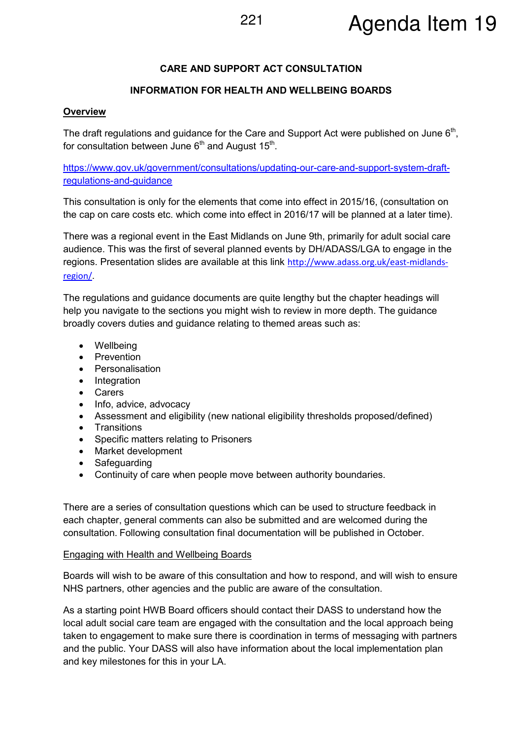Agenda Item 19

**CARE AND SUPPORT ACT CONSULTATION**

**INFORMATION FOR HEALTH AND WELLBEING BOARDS**

**Overview**

The draft regulations and guidance for the Care and Support Act were published on June 6th, for consultation between June 6th and August 15th.

https://www.gov.uk/government/consultations/updating-our-care-and-support-system-draft-regulations-and-guidance

This consultation is only for the elements that come into effect in 2015/16, (consultation on the cap on care costs etc. which come into effect in 2016/17 will be planned at a later time).

There was a regional event in the East Midlands on June 9th, primarily for adult social care audience. This was the first of several planned events by DH/ADASS/LGA to engage in the regions. Presentation slides are available at this link http://www.adass.org.uk/east-midlands-region/.

The regulations and guidance documents are quite lengthy but the chapter headings will help you navigate to the sections you might wish to review in more depth. The guidance broadly covers duties and guidance relating to themed areas such as:

- Wellbeing
- Prevention
- Personalisation
- Integration
- Carers
- Info, advice, advocacy
- Assessment and eligibility (new national eligibility thresholds proposed/defined)
- Transitions
- Specific matters relating to Prisoners
- Market development
- Safeguarding
- Continuity of care when people move between authority boundaries.

There are a series of consultation questions which can be used to structure feedback in each chapter, general comments can also be submitted and are welcomed during the consultation. Following consultation final documentation will be published in October.

Engaging with Health and Wellbeing Boards

Boards will wish to be aware of this consultation and how to respond, and will wish to ensure NHS partners, other agencies and the public are aware of the consultation.

As a starting point HWB Board officers should contact their DASS to understand how the local adult social care team are engaged with the consultation and the local approach being taken to engagement to make sure there is coordination in terms of messaging with partners and the public. Your DASS will also have information about the local implementation plan and key milestones for this in your LA.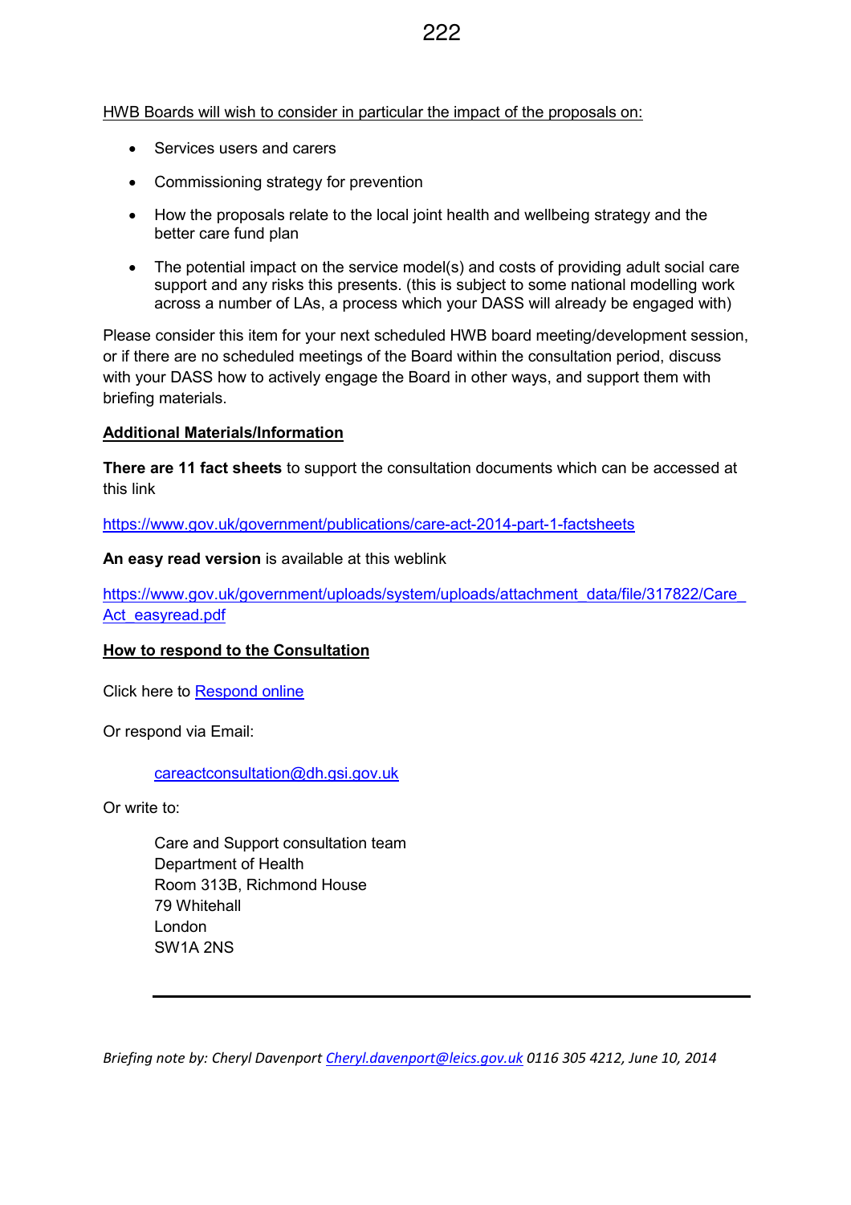HWB Boards will wish to consider in particular the impact of the proposals on:

- Services users and carers
- Commissioning strategy for prevention
- How the proposals relate to the local joint health and wellbeing strategy and the better care fund plan
- The potential impact on the service model(s) and costs of providing adult social care support and any risks this presents. (this is subject to some national modelling work across a number of LAs, a process which your DASS will already be engaged with)

Please consider this item for your next scheduled HWB board meeting/development session, or if there are no scheduled meetings of the Board within the consultation period, discuss with your DASS how to actively engage the Board in other ways, and support them with briefing materials.

**Additional Materials/Information**

**There are 11 fact sheets** to support the consultation documents which can be accessed at this link

https://www.gov.uk/government/publications/care-act-2014-part-1-factsheets

**An easy read version** is available at this weblink

https://www.gov.uk/government/uploads/system/uploads/attachment_data/file/317822/Care_Act_easyread.pdf

**How to respond to the Consultation**

Click here to Respond online

Or respond via Email:

careactconsultation@dh.gsi.gov.uk

Or write to:

Care and Support consultation team
Department of Health
Room 313B, Richmond House
79 Whitehall
London
SW1A 2NS

---

*Briefing note by: Cheryl Davenport Cheryl.davenport@leics.gov.uk 0116 305 4212, June 10, 2014*